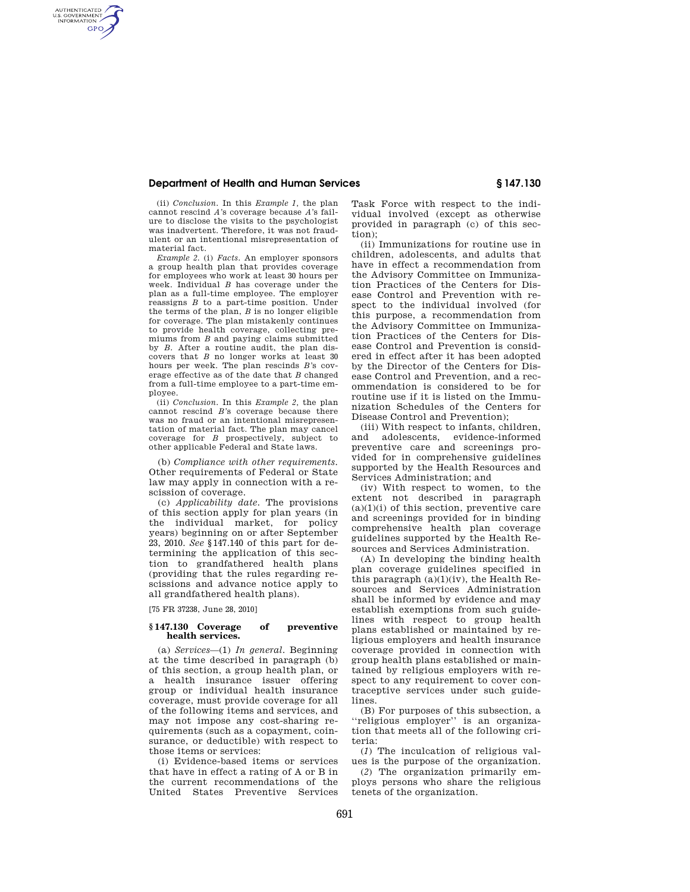(ii) *Conclusion.* In this *Example 1,* the plan cannot rescind *A*'s coverage because *A*'s failure to disclose the visits to the psychologist was inadvertent. Therefore, it was not fraudulent or an intentional misrepresentation of material fact.

*Example 2.* (i) *Facts.* An employer sponsors a group health plan that provides coverage for employees who work at least 30 hours per week. Individual *B* has coverage under the plan as a full-time employee. The employer reassigns *B* to a part-time position. Under the terms of the plan, *B* is no longer eligible for coverage. The plan mistakenly continues to provide health coverage, collecting premiums from *B* and paying claims submitted by *B*. After a routine audit, the plan discovers that *B* no longer works at least 30 hours per week. The plan rescinds *B*'s coverage effective as of the date that *B* changed from a full-time employee to a part-time employee.

(ii) *Conclusion.* In this *Example 2,* the plan cannot rescind *B*'s coverage because there was no fraud or an intentional misrepresentation of material fact. The plan may cancel coverage for *B* prospectively, subject to other applicable Federal and State laws.

(b) *Compliance with other requirements.* Other requirements of Federal or State law may apply in connection with a rescission of coverage.

(c) *Applicability date.* The provisions of this section apply for plan years (in the individual market, for policy years) beginning on or after September 23, 2010. *See* §147.140 of this part for determining the application of this section to grandfathered health plans (providing that the rules regarding rescissions and advance notice apply to all grandfathered health plans).

[75 FR 37238, June 28, 2010]

## §147.130 Coverage of preventive health services.

(a) *Services*—(1) *In general.* Beginning at the time described in paragraph (b) of this section, a group health plan, or a health insurance issuer offering group or individual health insurance coverage, must provide coverage for all of the following items and services, and may not impose any cost-sharing requirements (such as a copayment, coinsurance, or deductible) with respect to those items or services:

(i) Evidence-based items or services that have in effect a rating of A or B in the current recommendations of the United States Preventive Services Task Force with respect to the individual involved (except as otherwise provided in paragraph (c) of this section);

(ii) Immunizations for routine use in children, adolescents, and adults that have in effect a recommendation from the Advisory Committee on Immunization Practices of the Centers for Disease Control and Prevention with respect to the individual involved (for this purpose, a recommendation from the Advisory Committee on Immunization Practices of the Centers for Disease Control and Prevention is considered in effect after it has been adopted by the Director of the Centers for Disease Control and Prevention, and a recommendation is considered to be for routine use if it is listed on the Immunization Schedules of the Centers for Disease Control and Prevention);

(iii) With respect to infants, children, and adolescents, evidence-informed preventive care and screenings provided for in comprehensive guidelines supported by the Health Resources and Services Administration; and

(iv) With respect to women, to the extent not described in paragraph (a)(1)(i) of this section, preventive care and screenings provided for in binding comprehensive health plan coverage guidelines supported by the Health Resources and Services Administration.

(A) In developing the binding health plan coverage guidelines specified in this paragraph (a)(1)(iv), the Health Resources and Services Administration shall be informed by evidence and may establish exemptions from such guidelines with respect to group health plans established or maintained by religious employers and health insurance coverage provided in connection with group health plans established or maintained by religious employers with respect to any requirement to cover contraceptive services under such guidelines.

(B) For purposes of this subsection, a "religious employer" is an organization that meets all of the following criteria:

(*1*) The inculcation of religious values is the purpose of the organization.

(*2*) The organization primarily employs persons who share the religious tenets of the organization.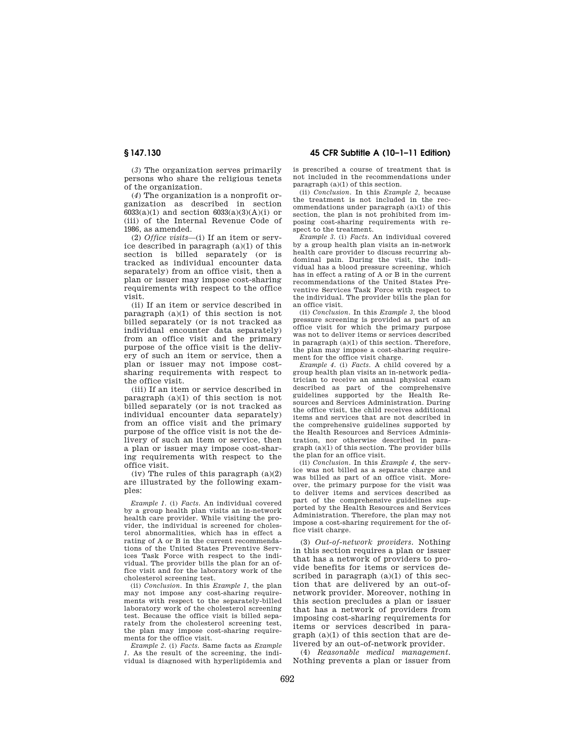(*3*) The organization serves primarily persons who share the religious tenets of the organization.

(*4*) The organization is a nonprofit organization as described in section 6033(a)(1) and section 6033(a)(3)(A)(i) or (iii) of the Internal Revenue Code of 1986, as amended.

(2) *Office visits*—(i) If an item or service described in paragraph (a)(1) of this section is billed separately (or is tracked as individual encounter data separately) from an office visit, then a plan or issuer may impose cost-sharing requirements with respect to the office visit.

(ii) If an item or service described in paragraph (a)(1) of this section is not billed separately (or is not tracked as individual encounter data separately) from an office visit and the primary purpose of the office visit is the delivery of such an item or service, then a plan or issuer may not impose cost-sharing requirements with respect to the office visit.

(iii) If an item or service described in paragraph (a)(1) of this section is not billed separately (or is not tracked as individual encounter data separately) from an office visit and the primary purpose of the office visit is not the delivery of such an item or service, then a plan or issuer may impose cost-sharing requirements with respect to the office visit.

(iv) The rules of this paragraph (a)(2) are illustrated by the following examples:

*Example 1*. (i) *Facts*. An individual covered by a group health plan visits an in-network health care provider. While visiting the provider, the individual is screened for cholesterol abnormalities, which has in effect a rating of A or B in the current recommendations of the United States Preventive Services Task Force with respect to the individual. The provider bills the plan for an office visit and for the laboratory work of the cholesterol screening test.

(ii) *Conclusion*. In this *Example 1*, the plan may not impose any cost-sharing requirements with respect to the separately-billed laboratory work of the cholesterol screening test. Because the office visit is billed separately from the cholesterol screening test, the plan may impose cost-sharing requirements for the office visit.

*Example 2*. (i) *Facts*. Same facts as *Example 1*. As the result of the screening, the individual is diagnosed with hyperlipidemia and is prescribed a course of treatment that is not included in the recommendations under paragraph (a)(1) of this section.

(ii) *Conclusion*. In this *Example 2*, because the treatment is not included in the recommendations under paragraph (a)(1) of this section, the plan is not prohibited from imposing cost-sharing requirements with respect to the treatment.

*Example 3*. (i) *Facts*. An individual covered by a group health plan visits an in-network health care provider to discuss recurring abdominal pain. During the visit, the individual has a blood pressure screening, which has in effect a rating of A or B in the current recommendations of the United States Preventive Services Task Force with respect to the individual. The provider bills the plan for an office visit.

(ii) *Conclusion*. In this *Example 3*, the blood pressure screening is provided as part of an office visit for which the primary purpose was not to deliver items or services described in paragraph (a)(1) of this section. Therefore, the plan may impose a cost-sharing requirement for the office visit charge.

*Example 4*. (i) *Facts*. A child covered by a group health plan visits an in-network pediatrician to receive an annual physical exam described as part of the comprehensive guidelines supported by the Health Resources and Services Administration. During the office visit, the child receives additional items and services that are not described in the comprehensive guidelines supported by the Health Resources and Services Administration, nor otherwise described in paragraph (a)(1) of this section. The provider bills the plan for an office visit.

(ii) *Conclusion*. In this *Example 4*, the service was not billed as a separate charge and was billed as part of an office visit. Moreover, the primary purpose for the visit was to deliver items and services described as part of the comprehensive guidelines supported by the Health Resources and Services Administration. Therefore, the plan may not impose a cost-sharing requirement for the office visit charge.

(3) *Out-of-network providers*. Nothing in this section requires a plan or issuer that has a network of providers to provide benefits for items or services described in paragraph (a)(1) of this section that are delivered by an out-of-network provider. Moreover, nothing in this section precludes a plan or issuer that has a network of providers from imposing cost-sharing requirements for items or services described in paragraph (a)(1) of this section that are delivered by an out-of-network provider.

(4) *Reasonable medical management*. Nothing prevents a plan or issuer from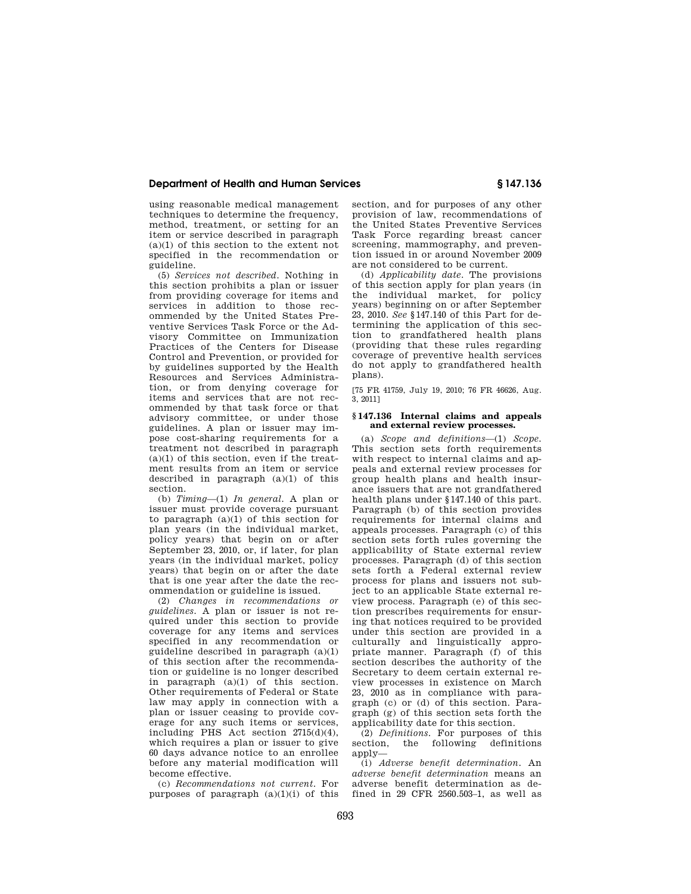using reasonable medical management techniques to determine the frequency, method, treatment, or setting for an item or service described in paragraph (a)(1) of this section to the extent not specified in the recommendation or guideline.

(5) *Services not described.* Nothing in this section prohibits a plan or issuer from providing coverage for items and services in addition to those recommended by the United States Preventive Services Task Force or the Advisory Committee on Immunization Practices of the Centers for Disease Control and Prevention, or provided for by guidelines supported by the Health Resources and Services Administration, or from denying coverage for items and services that are not recommended by that task force or that advisory committee, or under those guidelines. A plan or issuer may impose cost-sharing requirements for a treatment not described in paragraph (a)(1) of this section, even if the treatment results from an item or service described in paragraph (a)(1) of this section.

(b) *Timing*—(1) *In general.* A plan or issuer must provide coverage pursuant to paragraph (a)(1) of this section for plan years (in the individual market, policy years) that begin on or after September 23, 2010, or, if later, for plan years (in the individual market, policy years) that begin on or after the date that is one year after the date the recommendation or guideline is issued.

(2) *Changes in recommendations or guidelines.* A plan or issuer is not required under this section to provide coverage for any items and services specified in any recommendation or guideline described in paragraph (a)(1) of this section after the recommendation or guideline is no longer described in paragraph (a)(1) of this section. Other requirements of Federal or State law may apply in connection with a plan or issuer ceasing to provide coverage for any such items or services, including PHS Act section 2715(d)(4), which requires a plan or issuer to give 60 days advance notice to an enrollee before any material modification will become effective.

(c) *Recommendations not current.* For purposes of paragraph (a)(1)(i) of this section, and for purposes of any other provision of law, recommendations of the United States Preventive Services Task Force regarding breast cancer screening, mammography, and prevention issued in or around November 2009 are not considered to be current.

(d) *Applicability date.* The provisions of this section apply for plan years (in the individual market, for policy years) beginning on or after September 23, 2010. *See* §147.140 of this Part for determining the application of this section to grandfathered health plans (providing that these rules regarding coverage of preventive health services do not apply to grandfathered health plans).

[75 FR 41759, July 19, 2010; 76 FR 46626, Aug. 3, 2011]

## §147.136 Internal claims and appeals and external review processes.

(a) *Scope and definitions*—(1) *Scope.* This section sets forth requirements with respect to internal claims and appeals and external review processes for group health plans and health insurance issuers that are not grandfathered health plans under §147.140 of this part. Paragraph (b) of this section provides requirements for internal claims and appeals processes. Paragraph (c) of this section sets forth rules governing the applicability of State external review processes. Paragraph (d) of this section sets forth a Federal external review process for plans and issuers not subject to an applicable State external review process. Paragraph (e) of this section prescribes requirements for ensuring that notices required to be provided under this section are provided in a culturally and linguistically appropriate manner. Paragraph (f) of this section describes the authority of the Secretary to deem certain external review processes in existence on March 23, 2010 as in compliance with paragraph (c) or (d) of this section. Paragraph (g) of this section sets forth the applicability date for this section.

(2) *Definitions.* For purposes of this section, the following definitions apply—

(i) *Adverse benefit determination.* An *adverse benefit determination* means an adverse benefit determination as defined in 29 CFR 2560.503–1, as well as